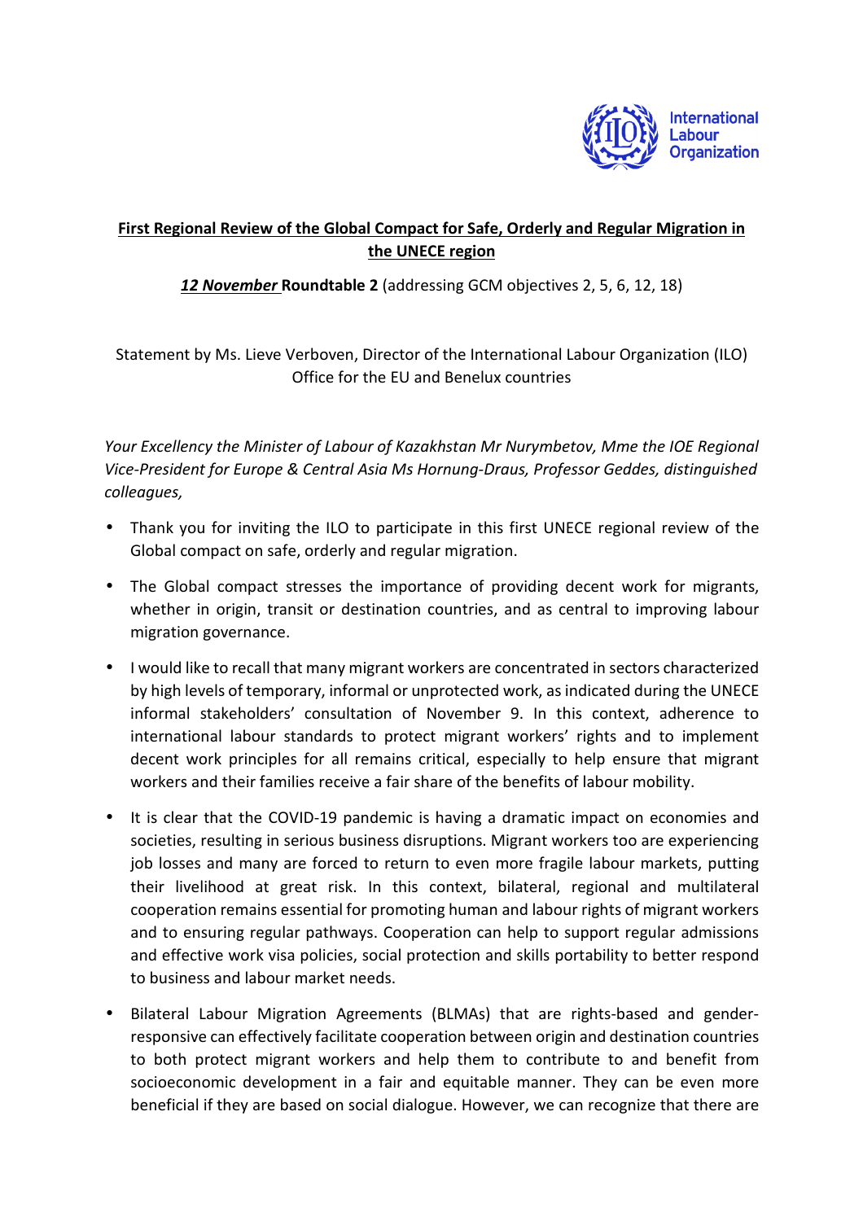International Labour Organization

**<u>First Regional Review of the Global Compact for Safe, Orderly and Regular Migration in the UNECE region</u>**

***<u>12 November</u>*** **Roundtable 2** (addressing GCM objectives 2, 5, 6, 12, 18)

Statement by Ms. Lieve Verboven, Director of the International Labour Organization (ILO) Office for the EU and Benelux countries

*Your Excellency the Minister of Labour of Kazakhstan Mr Nurymbetov, Mme the IOE Regional Vice-President for Europe & Central Asia Ms Hornung-Draus, Professor Geddes, distinguished colleagues,*

- Thank you for inviting the ILO to participate in this first UNECE regional review of the Global compact on safe, orderly and regular migration.
- The Global compact stresses the importance of providing decent work for migrants, whether in origin, transit or destination countries, and as central to improving labour migration governance.
- I would like to recall that many migrant workers are concentrated in sectors characterized by high levels of temporary, informal or unprotected work, as indicated during the UNECE informal stakeholders' consultation of November 9. In this context, adherence to international labour standards to protect migrant workers' rights and to implement decent work principles for all remains critical, especially to help ensure that migrant workers and their families receive a fair share of the benefits of labour mobility.
- It is clear that the COVID-19 pandemic is having a dramatic impact on economies and societies, resulting in serious business disruptions. Migrant workers too are experiencing job losses and many are forced to return to even more fragile labour markets, putting their livelihood at great risk. In this context, bilateral, regional and multilateral cooperation remains essential for promoting human and labour rights of migrant workers and to ensuring regular pathways. Cooperation can help to support regular admissions and effective work visa policies, social protection and skills portability to better respond to business and labour market needs.
- Bilateral Labour Migration Agreements (BLMAs) that are rights-based and gender-responsive can effectively facilitate cooperation between origin and destination countries to both protect migrant workers and help them to contribute to and benefit from socioeconomic development in a fair and equitable manner. They can be even more beneficial if they are based on social dialogue. However, we can recognize that there are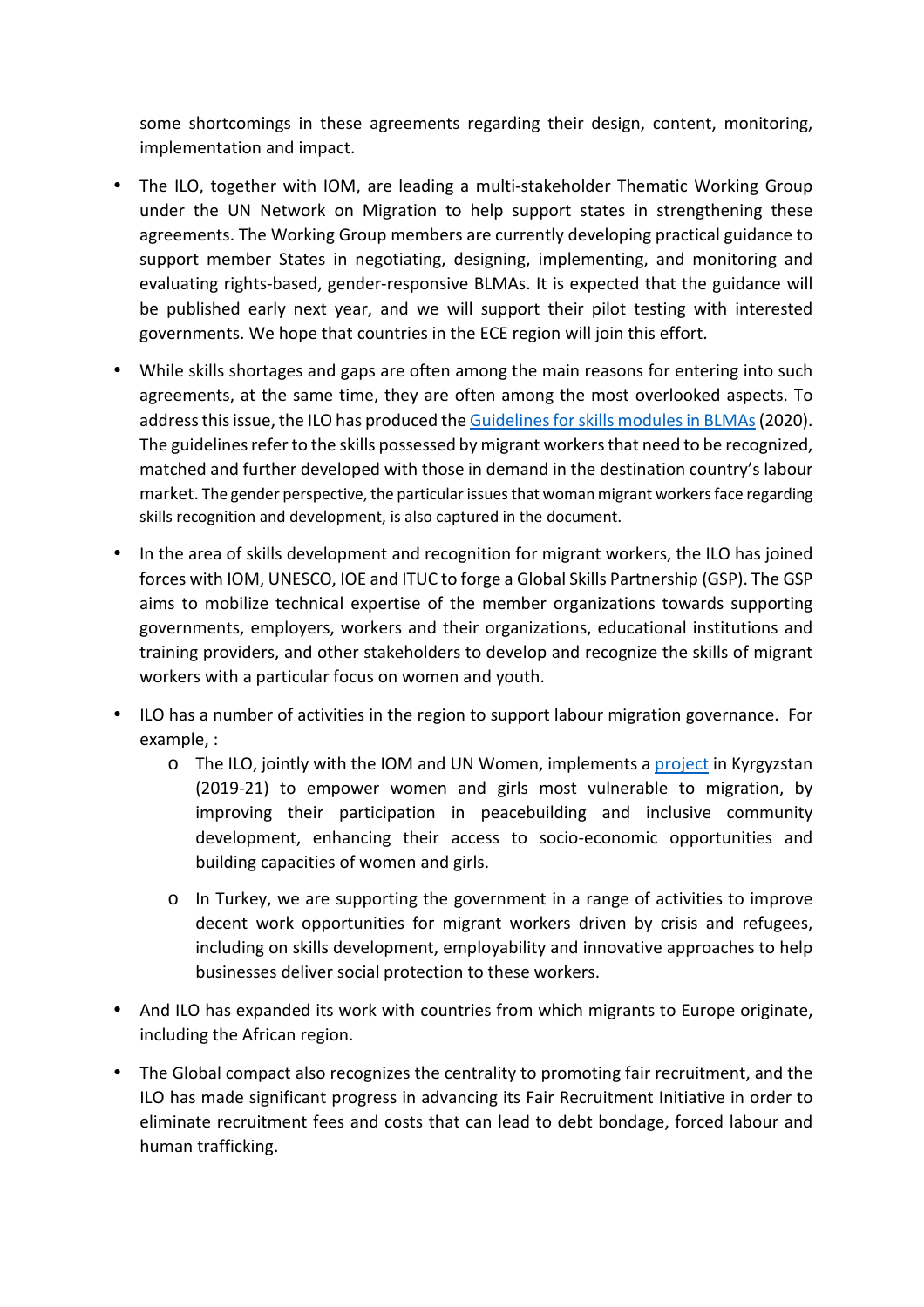some shortcomings in these agreements regarding their design, content, monitoring, implementation and impact.

- The ILO, together with IOM, are leading a multi-stakeholder Thematic Working Group under the UN Network on Migration to help support states in strengthening these agreements. The Working Group members are currently developing practical guidance to support member States in negotiating, designing, implementing, and monitoring and evaluating rights-based, gender-responsive BLMAs. It is expected that the guidance will be published early next year, and we will support their pilot testing with interested governments. We hope that countries in the ECE region will join this effort.

- While skills shortages and gaps are often among the main reasons for entering into such agreements, at the same time, they are often among the most overlooked aspects. To address this issue, the ILO has produced the [Guidelines for skills modules in BLMAs](Guidelines for skills modules in BLMAs) (2020). The guidelines refer to the skills possessed by migrant workers that need to be recognized, matched and further developed with those in demand in the destination country's labour market. The gender perspective, the particular issues that woman migrant workers face regarding skills recognition and development, is also captured in the document.

- In the area of skills development and recognition for migrant workers, the ILO has joined forces with IOM, UNESCO, IOE and ITUC to forge a Global Skills Partnership (GSP). The GSP aims to mobilize technical expertise of the member organizations towards supporting governments, employers, workers and their organizations, educational institutions and training providers, and other stakeholders to develop and recognize the skills of migrant workers with a particular focus on women and youth.

- ILO has a number of activities in the region to support labour migration governance. For example, :
  - The ILO, jointly with the IOM and UN Women, implements a [project](project) in Kyrgyzstan (2019-21) to empower women and girls most vulnerable to migration, by improving their participation in peacebuilding and inclusive community development, enhancing their access to socio-economic opportunities and building capacities of women and girls.
  - In Turkey, we are supporting the government in a range of activities to improve decent work opportunities for migrant workers driven by crisis and refugees, including on skills development, employability and innovative approaches to help businesses deliver social protection to these workers.

- And ILO has expanded its work with countries from which migrants to Europe originate, including the African region.

- The Global compact also recognizes the centrality to promoting fair recruitment, and the ILO has made significant progress in advancing its Fair Recruitment Initiative in order to eliminate recruitment fees and costs that can lead to debt bondage, forced labour and human trafficking.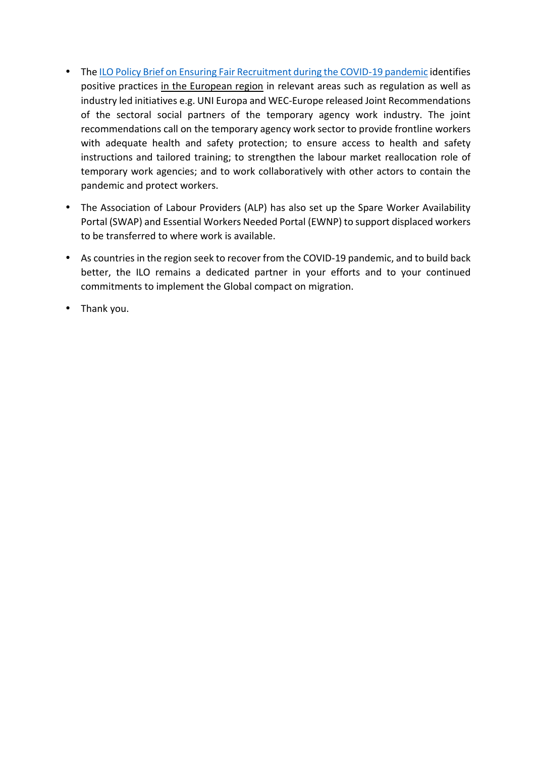- The ILO Policy Brief on Ensuring Fair Recruitment during the COVID-19 pandemic identifies positive practices in the European region in relevant areas such as regulation as well as industry led initiatives e.g. UNI Europa and WEC-Europe released Joint Recommendations of the sectoral social partners of the temporary agency work industry. The joint recommendations call on the temporary agency work sector to provide frontline workers with adequate health and safety protection; to ensure access to health and safety instructions and tailored training; to strengthen the labour market reallocation role of temporary work agencies; and to work collaboratively with other actors to contain the pandemic and protect workers.

- The Association of Labour Providers (ALP) has also set up the Spare Worker Availability Portal (SWAP) and Essential Workers Needed Portal (EWNP) to support displaced workers to be transferred to where work is available.

- As countries in the region seek to recover from the COVID-19 pandemic, and to build back better, the ILO remains a dedicated partner in your efforts and to your continued commitments to implement the Global compact on migration.

- Thank you.